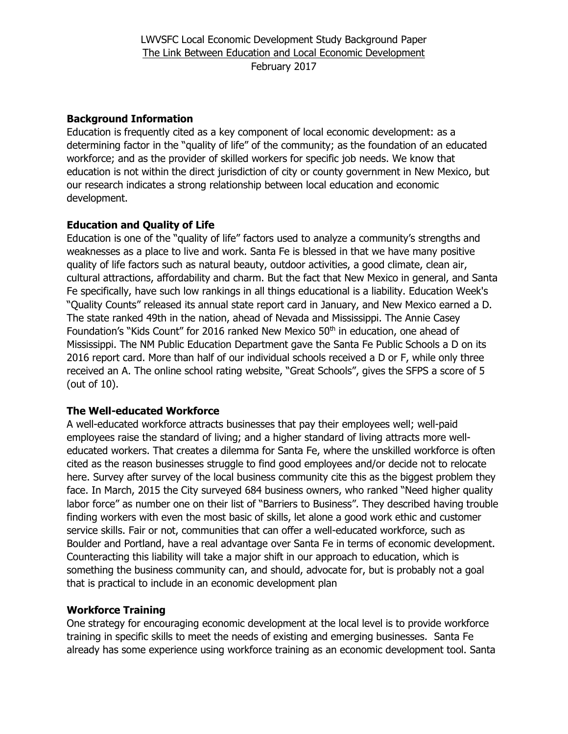LWVSFC Local Economic Development Study Background Paper

The Link Between Education and Local Economic Development

February 2017

**Background Information**

Education is frequently cited as a key component of local economic development: as a determining factor in the "quality of life" of the community; as the foundation of an educated workforce; and as the provider of skilled workers for specific job needs. We know that education is not within the direct jurisdiction of city or county government in New Mexico, but our research indicates a strong relationship between local education and economic development.

**Education and Quality of Life**

Education is one of the "quality of life" factors used to analyze a community's strengths and weaknesses as a place to live and work. Santa Fe is blessed in that we have many positive quality of life factors such as natural beauty, outdoor activities, a good climate, clean air, cultural attractions, affordability and charm. But the fact that New Mexico in general, and Santa Fe specifically, have such low rankings in all things educational is a liability. Education Week's "Quality Counts" released its annual state report card in January, and New Mexico earned a D. The state ranked 49th in the nation, ahead of Nevada and Mississippi. The Annie Casey Foundation's "Kids Count" for 2016 ranked New Mexico 50th in education, one ahead of Mississippi. The NM Public Education Department gave the Santa Fe Public Schools a D on its 2016 report card. More than half of our individual schools received a D or F, while only three received an A. The online school rating website, "Great Schools", gives the SFPS a score of 5 (out of 10).

**The Well-educated Workforce**

A well-educated workforce attracts businesses that pay their employees well; well-paid employees raise the standard of living; and a higher standard of living attracts more well-educated workers. That creates a dilemma for Santa Fe, where the unskilled workforce is often cited as the reason businesses struggle to find good employees and/or decide not to relocate here. Survey after survey of the local business community cite this as the biggest problem they face. In March, 2015 the City surveyed 684 business owners, who ranked "Need higher quality labor force" as number one on their list of "Barriers to Business". They described having trouble finding workers with even the most basic of skills, let alone a good work ethic and customer service skills. Fair or not, communities that can offer a well-educated workforce, such as Boulder and Portland, have a real advantage over Santa Fe in terms of economic development. Counteracting this liability will take a major shift in our approach to education, which is something the business community can, and should, advocate for, but is probably not a goal that is practical to include in an economic development plan

**Workforce Training**

One strategy for encouraging economic development at the local level is to provide workforce training in specific skills to meet the needs of existing and emerging businesses. Santa Fe already has some experience using workforce training as an economic development tool. Santa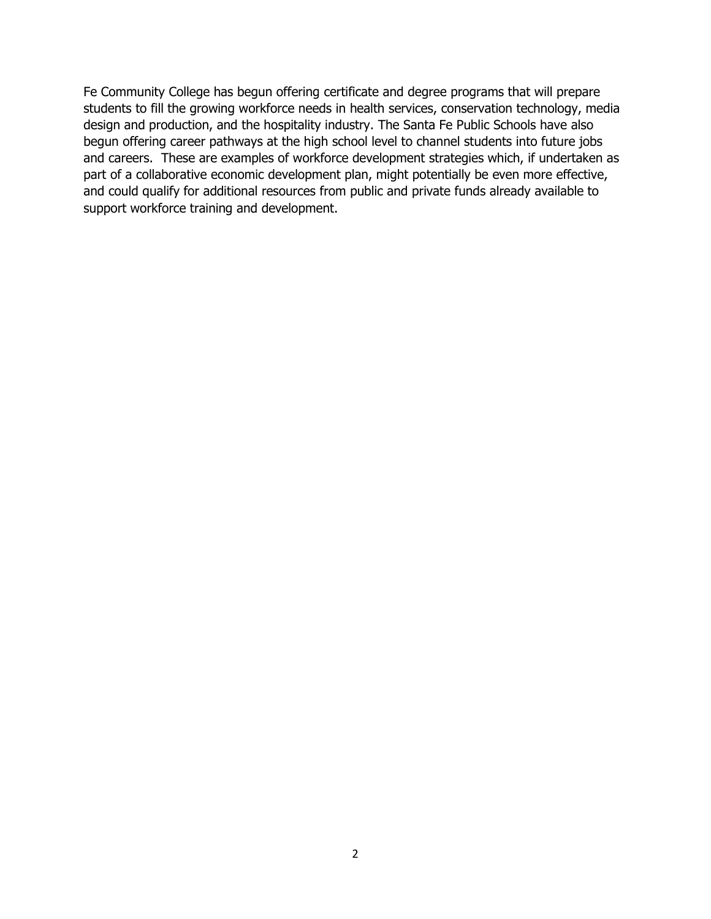Fe Community College has begun offering certificate and degree programs that will prepare students to fill the growing workforce needs in health services, conservation technology, media design and production, and the hospitality industry. The Santa Fe Public Schools have also begun offering career pathways at the high school level to channel students into future jobs and careers. These are examples of workforce development strategies which, if undertaken as part of a collaborative economic development plan, might potentially be even more effective, and could qualify for additional resources from public and private funds already available to support workforce training and development.